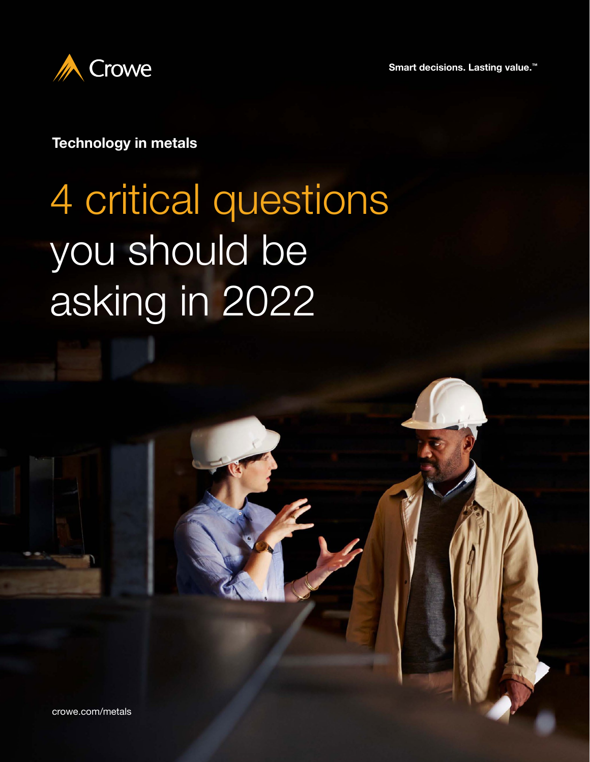Crowe

Smart decisions. Lasting value.™

**Technology in metals**

# 4 critical questions you should be asking in 2022

crowe.com/metals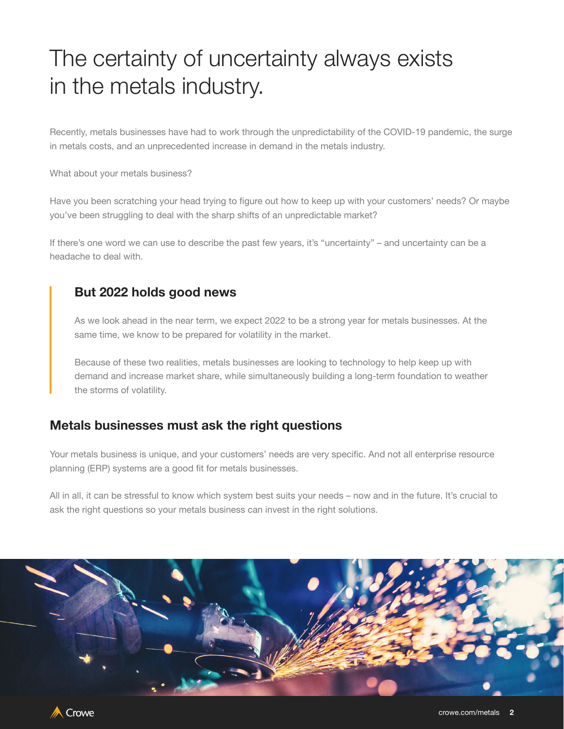# The certainty of uncertainty always exists in the metals industry.

Recently, metals businesses have had to work through the unpredictability of the COVID-19 pandemic, the surge in metals costs, and an unprecedented increase in demand in the metals industry.

What about your metals business?

Have you been scratching your head trying to figure out how to keep up with your customers' needs? Or maybe you've been struggling to deal with the sharp shifts of an unpredictable market?

If there's one word we can use to describe the past few years, it's "uncertainty" – and uncertainty can be a headache to deal with.

### But 2022 holds good news

As we look ahead in the near term, we expect 2022 to be a strong year for metals businesses. At the same time, we know to be prepared for volatility in the market.

Because of these two realities, metals businesses are looking to technology to help keep up with demand and increase market share, while simultaneously building a long-term foundation to weather the storms of volatility.

## Metals businesses must ask the right questions

Your metals business is unique, and your customers' needs are very specific. And not all enterprise resource planning (ERP) systems are a good fit for metals businesses.

All in all, it can be stressful to know which system best suits your needs – now and in the future. It's crucial to ask the right questions so your metals business can invest in the right solutions.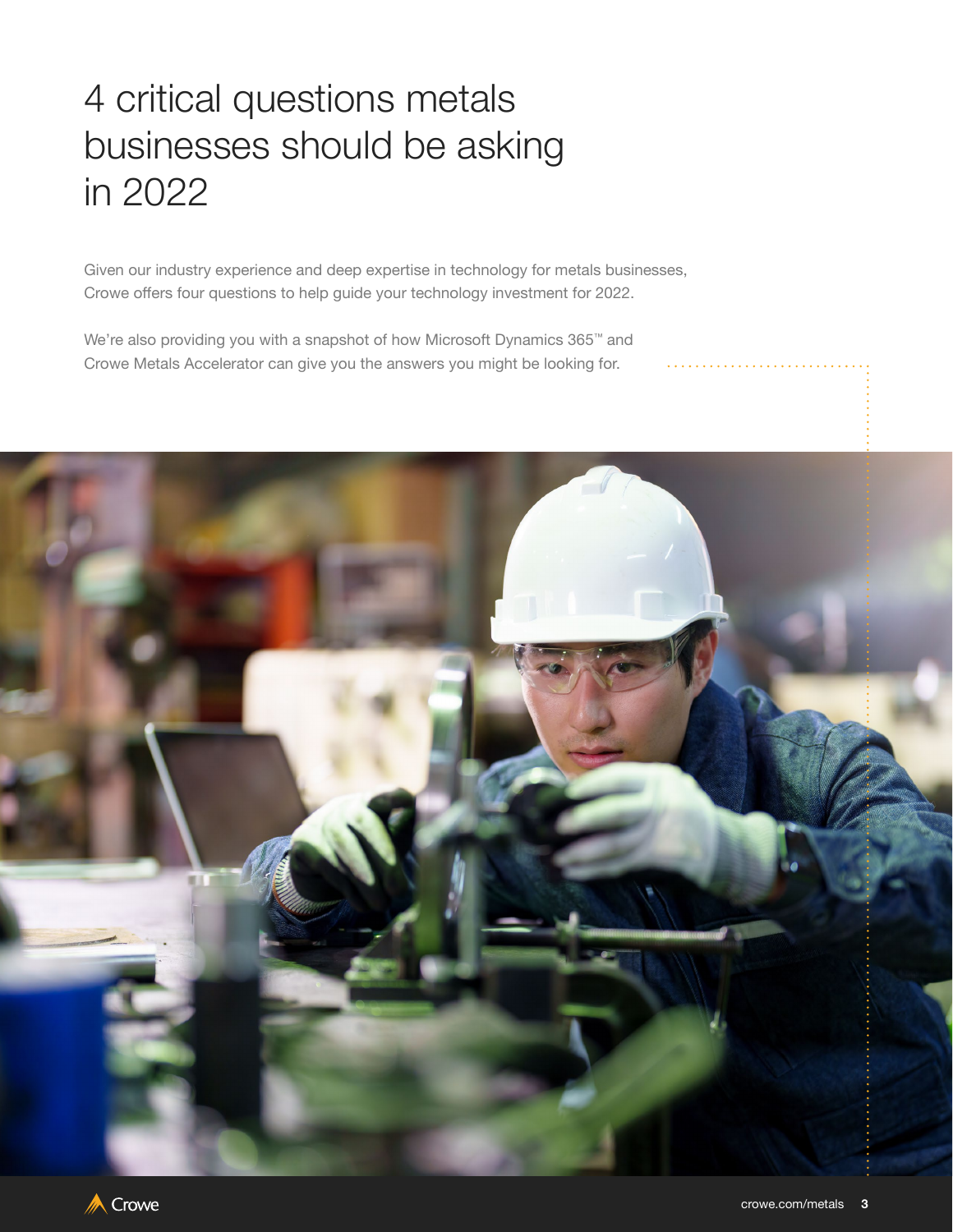# 4 critical questions metals businesses should be asking in 2022

Given our industry experience and deep expertise in technology for metals businesses, Crowe offers four questions to help guide your technology investment for 2022.

We're also providing you with a snapshot of how Microsoft Dynamics 365™ and Crowe Metals Accelerator can give you the answers you might be looking for.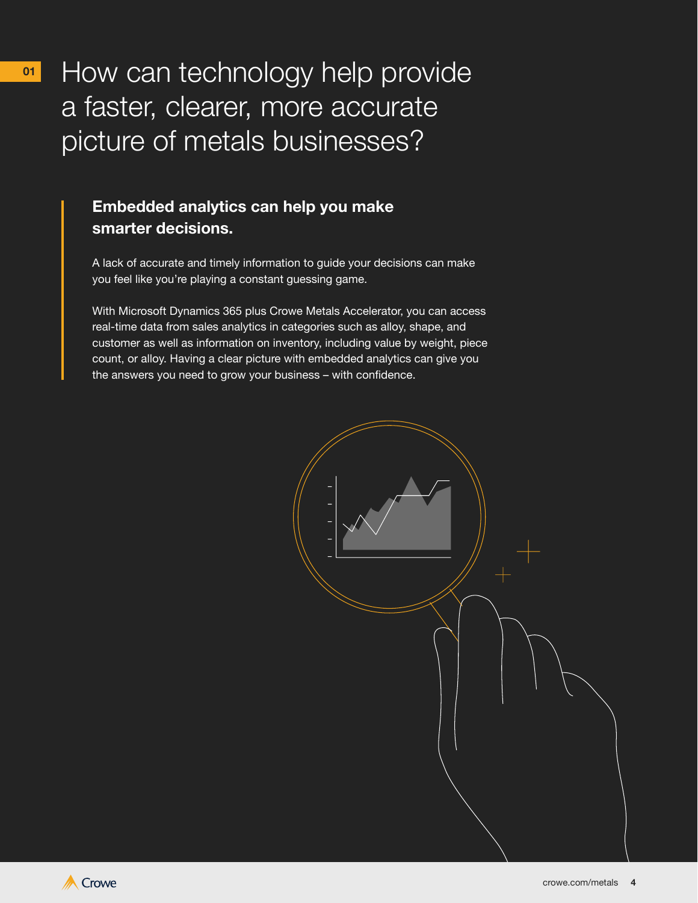01

# How can technology help provide a faster, clearer, more accurate picture of metals businesses?

## Embedded analytics can help you make smarter decisions.

A lack of accurate and timely information to guide your decisions can make you feel like you're playing a constant guessing game.

With Microsoft Dynamics 365 plus Crowe Metals Accelerator, you can access real-time data from sales analytics in categories such as alloy, shape, and customer as well as information on inventory, including value by weight, piece count, or alloy. Having a clear picture with embedded analytics can give you the answers you need to grow your business – with confidence.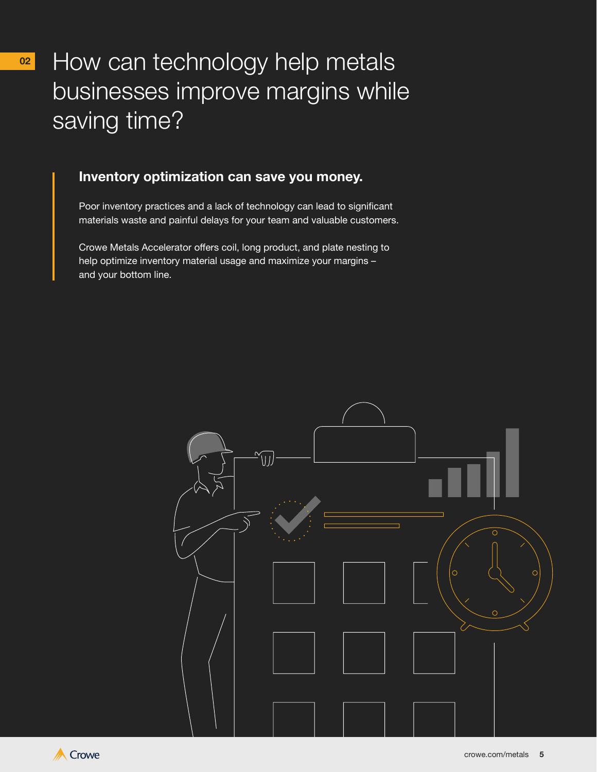02

# How can technology help metals businesses improve margins while saving time?

**Inventory optimization can save you money.**

Poor inventory practices and a lack of technology can lead to significant materials waste and painful delays for your team and valuable customers.

Crowe Metals Accelerator offers coil, long product, and plate nesting to help optimize inventory material usage and maximize your margins – and your bottom line.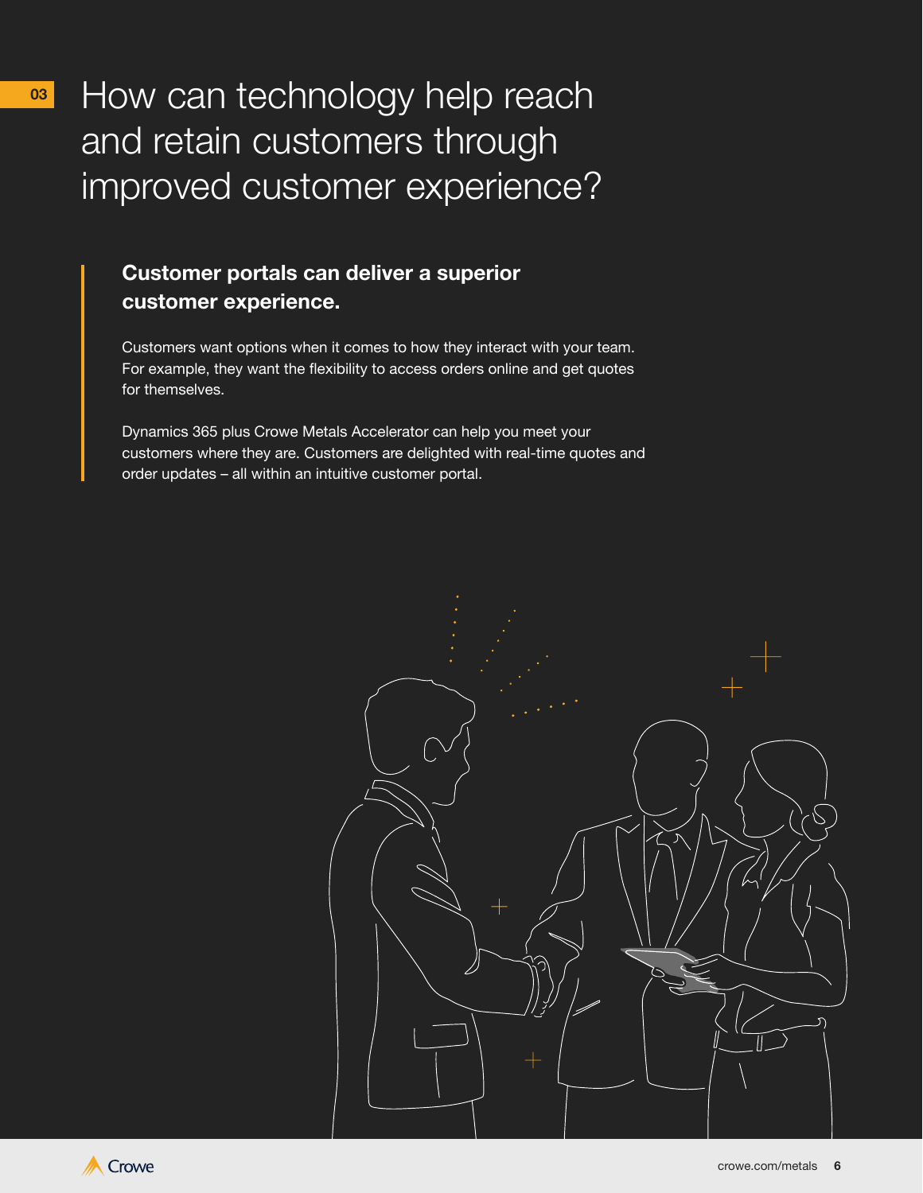03

# How can technology help reach and retain customers through improved customer experience?

### Customer portals can deliver a superior customer experience.

Customers want options when it comes to how they interact with your team. For example, they want the flexibility to access orders online and get quotes for themselves.

Dynamics 365 plus Crowe Metals Accelerator can help you meet your customers where they are. Customers are delighted with real-time quotes and order updates – all within an intuitive customer portal.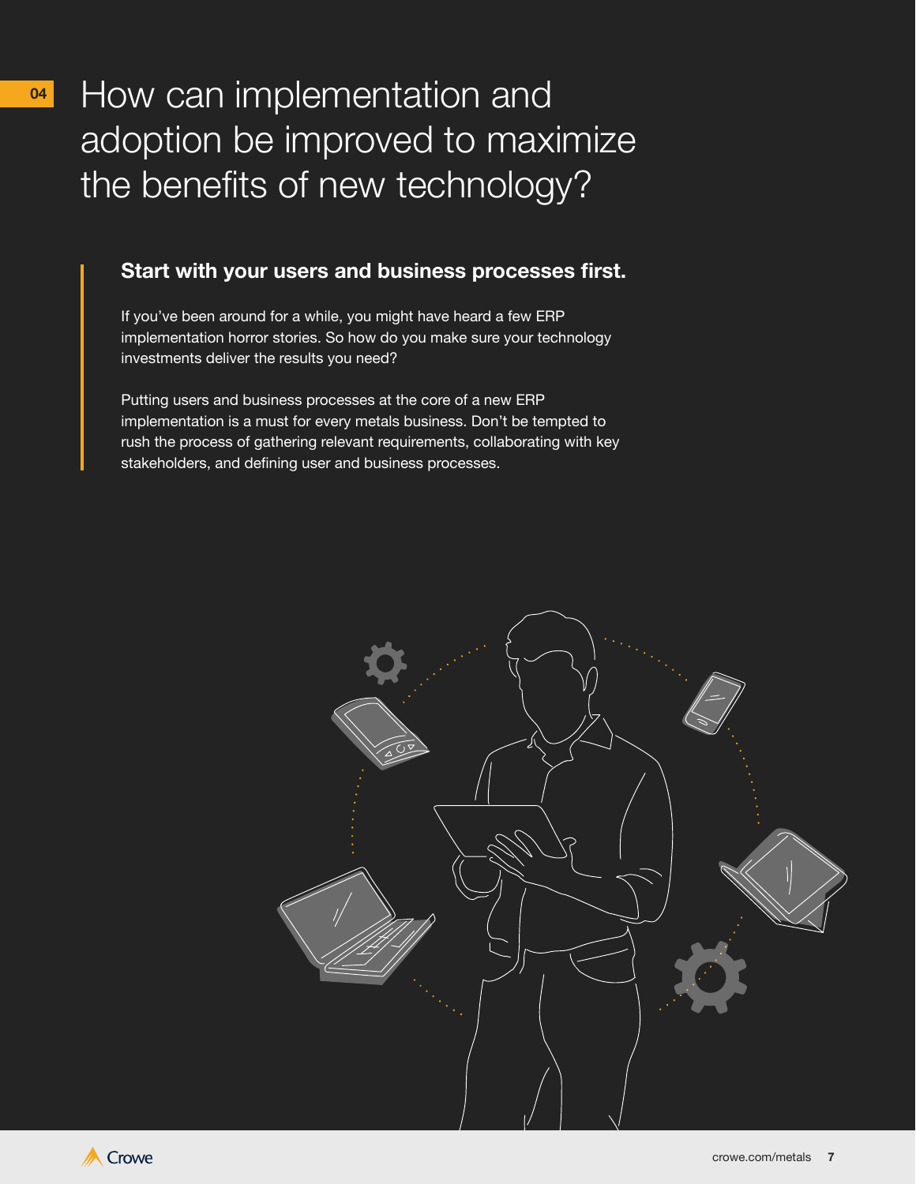# 04 How can implementation and adoption be improved to maximize the benefits of new technology?

## Start with your users and business processes first.

If you've been around for a while, you might have heard a few ERP implementation horror stories. So how do you make sure your technology investments deliver the results you need?

Putting users and business processes at the core of a new ERP implementation is a must for every metals business. Don't be tempted to rush the process of gathering relevant requirements, collaborating with key stakeholders, and defining user and business processes.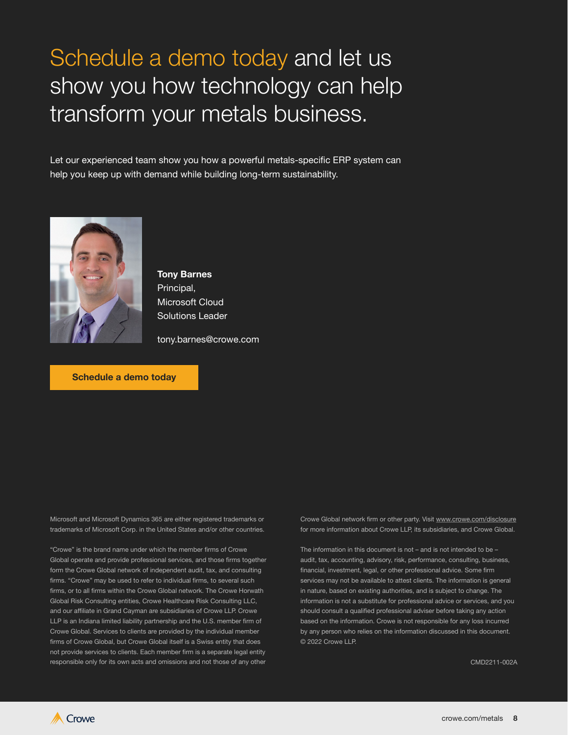# Schedule a demo today and let us show you how technology can help transform your metals business.

Let our experienced team show you how a powerful metals-specific ERP system can help you keep up with demand while building long-term sustainability.

**Tony Barnes**
Principal,
Microsoft Cloud
Solutions Leader

tony.barnes@crowe.com

**Schedule a demo today**

Microsoft and Microsoft Dynamics 365 are either registered trademarks or trademarks of Microsoft Corp. in the United States and/or other countries.

"Crowe" is the brand name under which the member firms of Crowe Global operate and provide professional services, and those firms together form the Crowe Global network of independent audit, tax, and consulting firms. "Crowe" may be used to refer to individual firms, to several such firms, or to all firms within the Crowe Global network. The Crowe Horwath Global Risk Consulting entities, Crowe Healthcare Risk Consulting LLC, and our affiliate in Grand Cayman are subsidiaries of Crowe LLP. Crowe LLP is an Indiana limited liability partnership and the U.S. member firm of Crowe Global. Services to clients are provided by the individual member firms of Crowe Global, but Crowe Global itself is a Swiss entity that does not provide services to clients. Each member firm is a separate legal entity responsible only for its own acts and omissions and not those of any other Crowe Global network firm or other party. Visit www.crowe.com/disclosure for more information about Crowe LLP, its subsidiaries, and Crowe Global.

The information in this document is not – and is not intended to be – audit, tax, accounting, advisory, risk, performance, consulting, business, financial, investment, legal, or other professional advice. Some firm services may not be available to attest clients. The information is general in nature, based on existing authorities, and is subject to change. The information is not a substitute for professional advice or services, and you should consult a qualified professional adviser before taking any action based on the information. Crowe is not responsible for any loss incurred by any person who relies on the information discussed in this document. © 2022 Crowe LLP.

CMD2211-002A